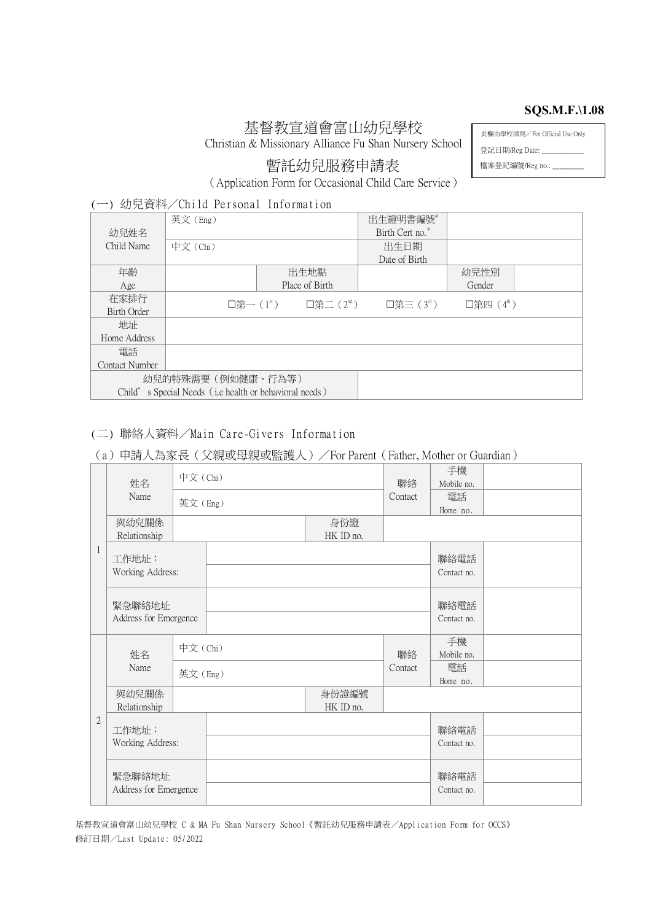**SQS.M.F.\1.08**

# 基督教宣道會富山幼兒學校

Christian & Missionary Alliance Fu Shan Nursery School

## 暫託幼兒服務申請表

（Application Form for Occasional Child Care Service）

| 此欄由學校填寫／For Official Use Only |
|---|
| 登記日期/Reg Date: __________ |
| 檔案登記編號/Reg no.: ________ |

### (一) 幼兒資料／Child Personal Information

| 幼兒姓名 Child Name | 英文（Eng） | | 出生證明書編號[#] Birth Cert no.[#] | | | |
|---|---|---|---|---|---|---|
| | 中文（Chi） | | 出生日期 Date of Birth | | | |
| 年齡 Age | | 出生地點 Place of Birth | | 幼兒性別 Gender | | |
| 在家排行 Birth Order | □第一（1st） | □第二（2nd） | □第三（3rd） | □第四（4th） | | |
| 地址 Home Address | | | | | | |
| 電話 Contact Number | | | | | | |
| 幼兒的特殊需要（例如健康、行為等） Child's Special Needs（i.e health or behavioral needs） | | | | | | |

### (二) 聯絡人資料／Main Care-Givers Information

（a）申請人為家長（父親或母親或監護人）／For Parent（Father, Mother or Guardian）

| | | | | | | |
|---|---|---|---|---|---|---|
| 1 | 姓名 Name | 中文（Chi） | | 聯絡 Contact | 手機 Mobile no. | |
| | | 英文（Eng） | | | 電話 Home no. | |
| | 與幼兒關係 Relationship | | 身份證 HK ID no. | | | |
| | 工作地址： Working Address: | | | | 聯絡電話 Contact no. | |
| | 緊急聯絡地址 Address for Emergence | | | | 聯絡電話 Contact no. | |
| 2 | 姓名 Name | 中文（Chi） | | 聯絡 Contact | 手機 Mobile no. | |
| | | 英文（Eng） | | | 電話 Home no. | |
| | 與幼兒關係 Relationship | | 身份證號 HK ID no. | | | |
| | 工作地址： Working Address: | | | | 聯絡電話 Contact no. | |
| | 緊急聯絡地址 Address for Emergence | | | | 聯絡電話 Contact no. | |

基督教宣道會富山幼兒學校 C & MA Fu Shan Nursery School《暫託幼兒服務申請表／Application Form for OCCS》
修訂日期／Last Update: 05/2022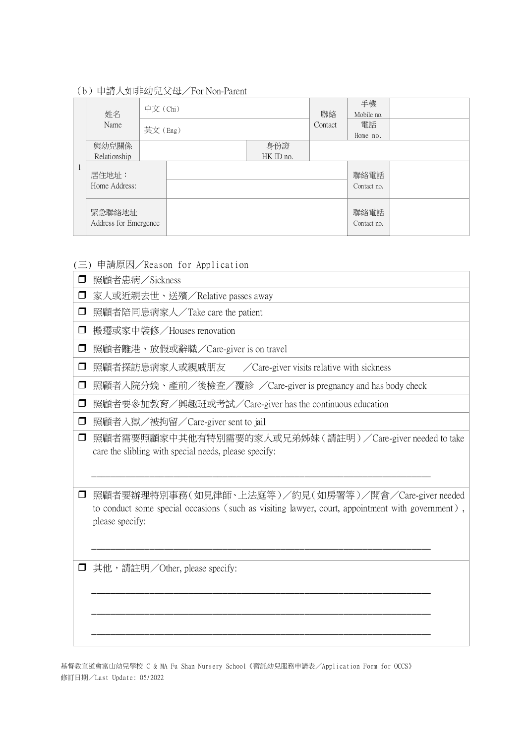(b) 申請人如非幼兒父母／For Non-Parent

| | | | | | | |
|---|---|---|---|---|---|---|
| 1 | 姓名 Name | 中文 (Chi) | | 聯絡 Contact | 手機 Mobile no. | |
| | | 英文 (Eng) | | | 電話 Home no. | |
| | 與幼兒關係 Relationship | | 身份證 HK ID no. | | | |
| | 居住地址： Home Address: | | | | 聯絡電話 Contact no. | |
| | 緊急聯絡地址 Address for Emergence | | | | 聯絡電話 Contact no. | |

(三) 申請原因／Reason for Application

- ❒ 照顧者患病／Sickness
- ❒ 家人或近親去世、送殯／Relative passes away
- ❒ 照顧者陪同患病家人／Take care the patient
- ❒ 搬遷或家中裝修／Houses renovation
- ❒ 照顧者離港、放假或辭職／Care-giver is on travel
- ❒ 照顧者探訪患病家人或親戚朋友　／Care-giver visits relative with sickness
- ❒ 照顧者入院分娩、產前／後檢查／覆診　／Care-giver is pregnancy and has body check
- ❒ 照顧者要參加教育／興趣班或考試／Care-giver has the continuous education
- ❒ 照顧者入獄／被拘留／Care-giver sent to jail
- ❒ 照顧者需要照顧家中其他有特別需要的家人或兄弟姊妹（請註明）／Care-giver needed to take care the slibling with special needs, please specify:

  ______________________________________________________________________

- ❒ 照顧者要辦理特別事務（如見律師、上法庭等）／約見（如房署等）／開會／Care-giver needed to conduct some special occasions (such as visiting lawyer, court, appointment with government), please specify:

  ______________________________________________________________________

- ❒ 其他，請註明／Other, please specify:

  ______________________________________________________________________

  ______________________________________________________________________

  ______________________________________________________________________

基督教宣道會富山幼兒學校 C & MA Fu Shan Nursery School《暫託幼兒服務申請表／Application Form for OCCS》
修訂日期／Last Update: 05/2022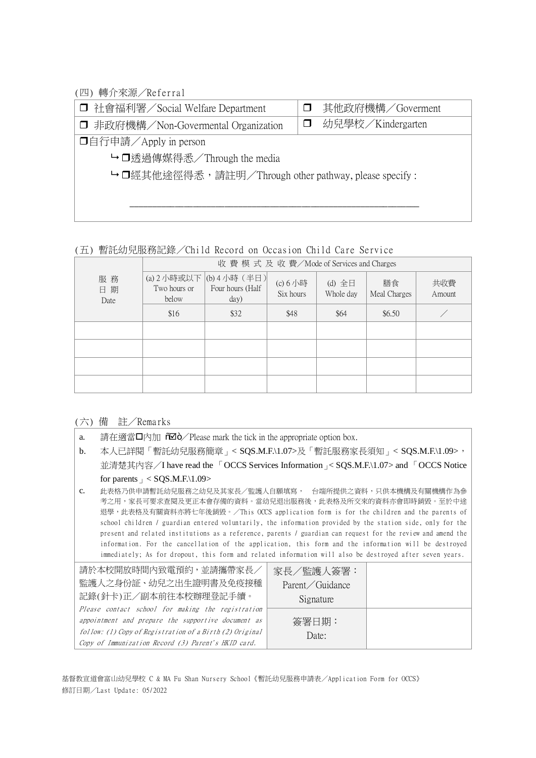(四) 轉介來源／Referral

| | |
|---|---|
| ❒ 社會福利署／Social Welfare Department | ❒ 其他政府機構／Goverment |
| ❒ 非政府機構／Non-Govermental Organization | ❒ 幼兒學校／Kindergarten |

❒自行申請／Apply in person

↳ ❒透過傳媒得悉／Through the media

↳ ❒經其他途徑得悉，請註明／Through other pathway, please specify :

\_\_\_\_\_\_\_\_\_\_\_\_\_\_\_\_\_\_\_\_\_\_\_\_\_\_\_\_\_\_\_\_\_\_\_\_\_\_\_\_\_\_\_\_\_\_\_\_\_\_

(五) 暫託幼兒服務記錄／Child Record on Occasion Child Care Service

| 服務日期 Date | 收費模式及收費／Mode of Services and Charges | | | | | |
|---|---|---|---|---|---|---|
| | (a) 2 小時或以下 Two hours or below | (b) 4 小時（半日）Four hours (Half day) | (c) 6 小時 Six hours | (d) 全日 Whole day | 膳食 Meal Charges | 共收費 Amount |
| | $16 | $32 | $48 | $64 | $6.50 | ／ |
| | | | | | | |
| | | | | | | |
| | | | | | | |
| | | | | | | |

(六) 備　註／Remarks

a. 請在適當❒內加 ☑／Please mark the tick in the appropriate option box.

b. 本人已詳閱「暫託幼兒服務簡章」< SQS.M.F.\1.07>及「暫託服務家長須知」< SQS.M.F.\1.09>，並清楚其內容／I have read the 「OCCS Services Information」< SQS.M.F.\1.07> and 「OCCS Notice for parents」< SQS.M.F.\1.09>

c. 此表格乃供申請暫託幼兒服務之幼兒及其家長／監護人自願填寫， 台端所提供之資料，只供本機構及有關機構作為參考之用，家長可要求查閱及更正本會存備的資料。當幼兒退出服務後，此表格及所交來的資料亦會即時銷毀。至於中途退學，此表格及有關資料亦將七年後銷毀。／This OCCS application form is for the children and the parents of school children / guardian entered voluntarily, the information provided by the station side, only for the present and related institutions as a reference, parents / guardian can request for the review and amend the information. For the cancellation of the application, this form and the information will be destroyed immediately; As for dropout, this form and related information will also be destroyed after seven years.

| | | |
|---|---|---|
| 請於本校開放時間內致電預約，並請攜帶家長／監護人之身份証、幼兒之出生證明書及免疫接種記錄(針卡)正／副本前往本校辦理登記手續。<br>*Please contact school for making the registration appointment and prepare the supportive document as follow: (1) Copy of Registration of a Birth (2) Original Copy of Immunization Record (3) Parent's HKID card.* | 家長／監護人簽署：Parent／Guidance Signature | |
| | 簽署日期：Date: | |

基督教宣道會富山幼兒學校 C & MA Fu Shan Nursery School《暫託幼兒服務申請表／Application Form for OCCS》
修訂日期／Last Update: 05/2022